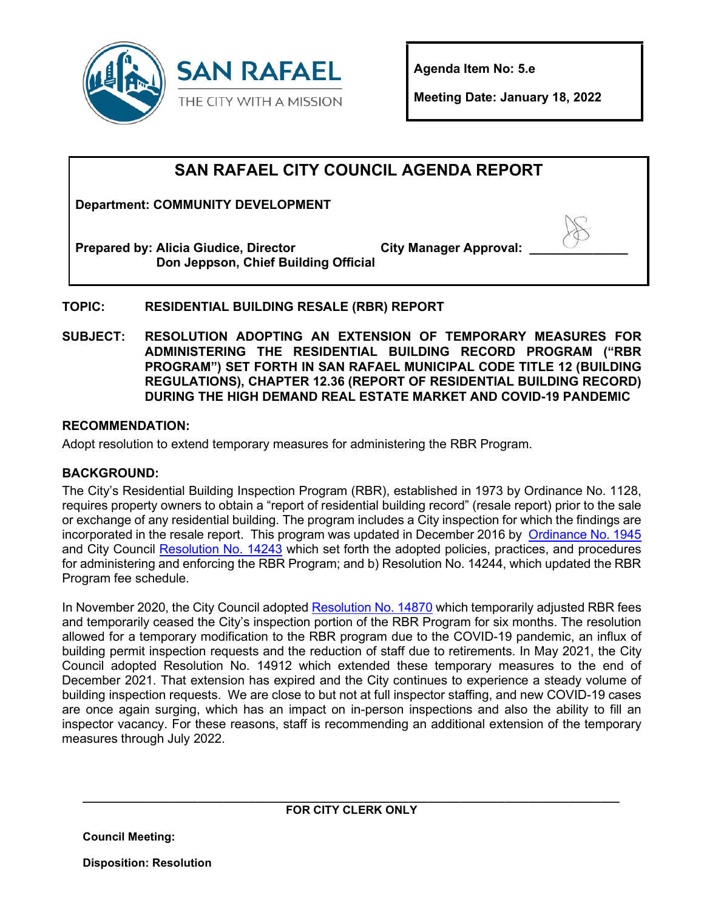SAN RAFAEL

THE CITY WITH A MISSION

**Agenda Item No: 5.e**

**Meeting Date: January 18, 2022**

# SAN RAFAEL CITY COUNCIL AGENDA REPORT

**Department: COMMUNITY DEVELOPMENT**

**Prepared by: Alicia Giudice, Director**
**Don Jeppson, Chief Building Official**

**City Manager Approval: ______________**

**TOPIC:** **RESIDENTIAL BUILDING RESALE (RBR) REPORT**

**SUBJECT:** **RESOLUTION ADOPTING AN EXTENSION OF TEMPORARY MEASURES FOR ADMINISTERING THE RESIDENTIAL BUILDING RECORD PROGRAM ("RBR PROGRAM") SET FORTH IN SAN RAFAEL MUNICIPAL CODE TITLE 12 (BUILDING REGULATIONS), CHAPTER 12.36 (REPORT OF RESIDENTIAL BUILDING RECORD) DURING THE HIGH DEMAND REAL ESTATE MARKET AND COVID-19 PANDEMIC**

## RECOMMENDATION:

Adopt resolution to extend temporary measures for administering the RBR Program.

## BACKGROUND:

The City's Residential Building Inspection Program (RBR), established in 1973 by Ordinance No. 1128, requires property owners to obtain a "report of residential building record" (resale report) prior to the sale or exchange of any residential building. The program includes a City inspection for which the findings are incorporated in the resale report. This program was updated in December 2016 by Ordinance No. 1945 and City Council Resolution No. 14243 which set forth the adopted policies, practices, and procedures for administering and enforcing the RBR Program; and b) Resolution No. 14244, which updated the RBR Program fee schedule.

In November 2020, the City Council adopted Resolution No. 14870 which temporarily adjusted RBR fees and temporarily ceased the City's inspection portion of the RBR Program for six months. The resolution allowed for a temporary modification to the RBR program due to the COVID-19 pandemic, an influx of building permit inspection requests and the reduction of staff due to retirements. In May 2021, the City Council adopted Resolution No. 14912 which extended these temporary measures to the end of December 2021. That extension has expired and the City continues to experience a steady volume of building inspection requests. We are close to but not at full inspector staffing, and new COVID-19 cases are once again surging, which has an impact on in-person inspections and also the ability to fill an inspector vacancy. For these reasons, staff is recommending an additional extension of the temporary measures through July 2022.

---

**FOR CITY CLERK ONLY**

**Council Meeting:**

**Disposition: Resolution**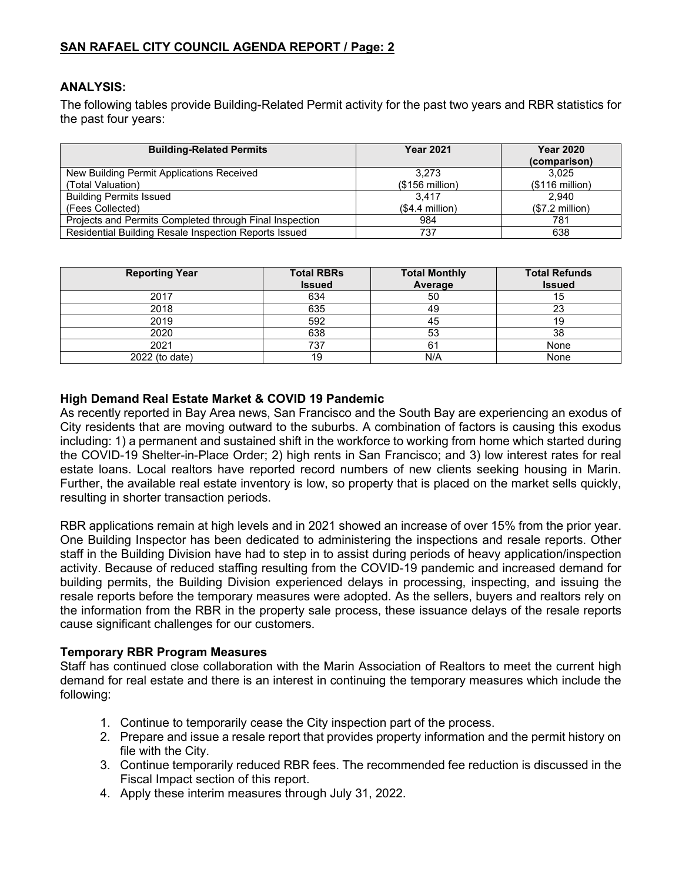## ANALYSIS:

The following tables provide Building-Related Permit activity for the past two years and RBR statistics for the past four years:

| Building-Related Permits | Year 2021 | Year 2020 (comparison) |
|---|---|---|
| New Building Permit Applications Received (Total Valuation) | 3,273 ($156 million) | 3,025 ($116 million) |
| Building Permits Issued (Fees Collected) | 3,417 ($4.4 million) | 2,940 ($7.2 million) |
| Projects and Permits Completed through Final Inspection | 984 | 781 |
| Residential Building Resale Inspection Reports Issued | 737 | 638 |

| Reporting Year | Total RBRs Issued | Total Monthly Average | Total Refunds Issued |
|---|---|---|---|
| 2017 | 634 | 50 | 15 |
| 2018 | 635 | 49 | 23 |
| 2019 | 592 | 45 | 19 |
| 2020 | 638 | 53 | 38 |
| 2021 | 737 | 61 | None |
| 2022 (to date) | 19 | N/A | None |

### High Demand Real Estate Market & COVID 19 Pandemic

As recently reported in Bay Area news, San Francisco and the South Bay are experiencing an exodus of City residents that are moving outward to the suburbs. A combination of factors is causing this exodus including: 1) a permanent and sustained shift in the workforce to working from home which started during the COVID-19 Shelter-in-Place Order; 2) high rents in San Francisco; and 3) low interest rates for real estate loans. Local realtors have reported record numbers of new clients seeking housing in Marin. Further, the available real estate inventory is low, so property that is placed on the market sells quickly, resulting in shorter transaction periods.

RBR applications remain at high levels and in 2021 showed an increase of over 15% from the prior year. One Building Inspector has been dedicated to administering the inspections and resale reports. Other staff in the Building Division have had to step in to assist during periods of heavy application/inspection activity. Because of reduced staffing resulting from the COVID-19 pandemic and increased demand for building permits, the Building Division experienced delays in processing, inspecting, and issuing the resale reports before the temporary measures were adopted. As the sellers, buyers and realtors rely on the information from the RBR in the property sale process, these issuance delays of the resale reports cause significant challenges for our customers.

### Temporary RBR Program Measures

Staff has continued close collaboration with the Marin Association of Realtors to meet the current high demand for real estate and there is an interest in continuing the temporary measures which include the following:

1. Continue to temporarily cease the City inspection part of the process.
2. Prepare and issue a resale report that provides property information and the permit history on file with the City.
3. Continue temporarily reduced RBR fees. The recommended fee reduction is discussed in the Fiscal Impact section of this report.
4. Apply these interim measures through July 31, 2022.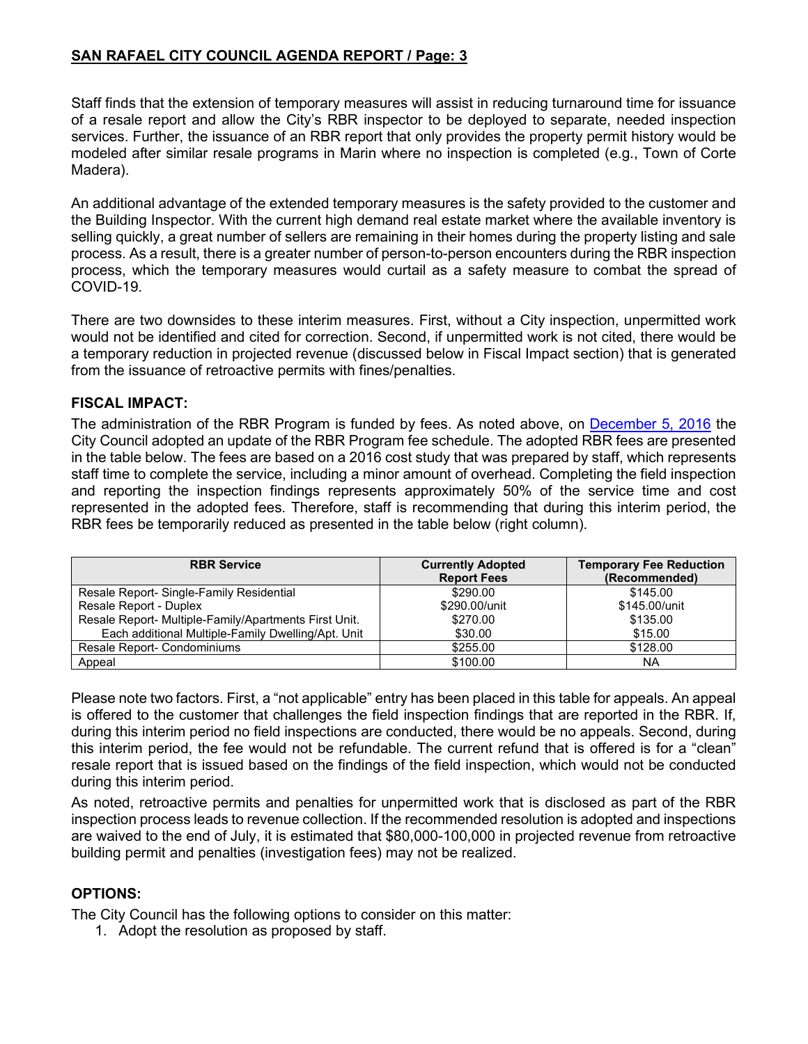Staff finds that the extension of temporary measures will assist in reducing turnaround time for issuance of a resale report and allow the City's RBR inspector to be deployed to separate, needed inspection services. Further, the issuance of an RBR report that only provides the property permit history would be modeled after similar resale programs in Marin where no inspection is completed (e.g., Town of Corte Madera).

An additional advantage of the extended temporary measures is the safety provided to the customer and the Building Inspector. With the current high demand real estate market where the available inventory is selling quickly, a great number of sellers are remaining in their homes during the property listing and sale process. As a result, there is a greater number of person-to-person encounters during the RBR inspection process, which the temporary measures would curtail as a safety measure to combat the spread of COVID-19.

There are two downsides to these interim measures. First, without a City inspection, unpermitted work would not be identified and cited for correction. Second, if unpermitted work is not cited, there would be a temporary reduction in projected revenue (discussed below in Fiscal Impact section) that is generated from the issuance of retroactive permits with fines/penalties.

## FISCAL IMPACT:

The administration of the RBR Program is funded by fees. As noted above, on December 5, 2016 the City Council adopted an update of the RBR Program fee schedule. The adopted RBR fees are presented in the table below. The fees are based on a 2016 cost study that was prepared by staff, which represents staff time to complete the service, including a minor amount of overhead. Completing the field inspection and reporting the inspection findings represents approximately 50% of the service time and cost represented in the adopted fees. Therefore, staff is recommending that during this interim period, the RBR fees be temporarily reduced as presented in the table below (right column).

| RBR Service | Currently Adopted Report Fees | Temporary Fee Reduction (Recommended) |
|---|---|---|
| Resale Report- Single-Family Residential | $290.00 | $145.00 |
| Resale Report - Duplex | $290.00/unit | $145.00/unit |
| Resale Report- Multiple-Family/Apartments First Unit. | $270.00 | $135.00 |
| Each additional Multiple-Family Dwelling/Apt. Unit | $30.00 | $15.00 |
| Resale Report- Condominiums | $255.00 | $128.00 |
| Appeal | $100.00 | NA |

Please note two factors. First, a "not applicable" entry has been placed in this table for appeals. An appeal is offered to the customer that challenges the field inspection findings that are reported in the RBR. If, during this interim period no field inspections are conducted, there would be no appeals. Second, during this interim period, the fee would not be refundable. The current refund that is offered is for a "clean" resale report that is issued based on the findings of the field inspection, which would not be conducted during this interim period.

As noted, retroactive permits and penalties for unpermitted work that is disclosed as part of the RBR inspection process leads to revenue collection. If the recommended resolution is adopted and inspections are waived to the end of July, it is estimated that $80,000-100,000 in projected revenue from retroactive building permit and penalties (investigation fees) may not be realized.

## OPTIONS:

The City Council has the following options to consider on this matter:

1. Adopt the resolution as proposed by staff.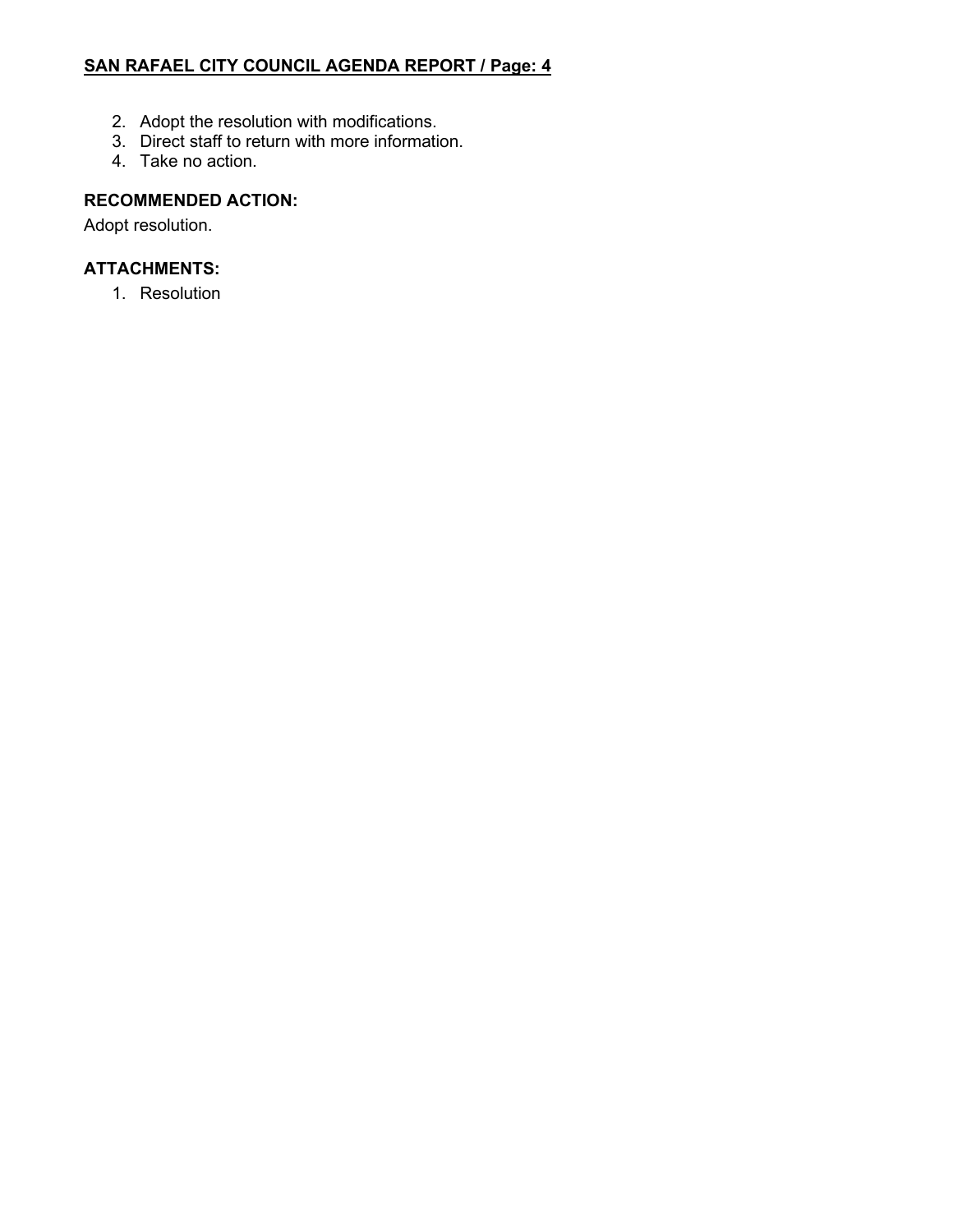2. Adopt the resolution with modifications.
3. Direct staff to return with more information.
4. Take no action.

**RECOMMENDED ACTION:**

Adopt resolution.

**ATTACHMENTS:**

1. Resolution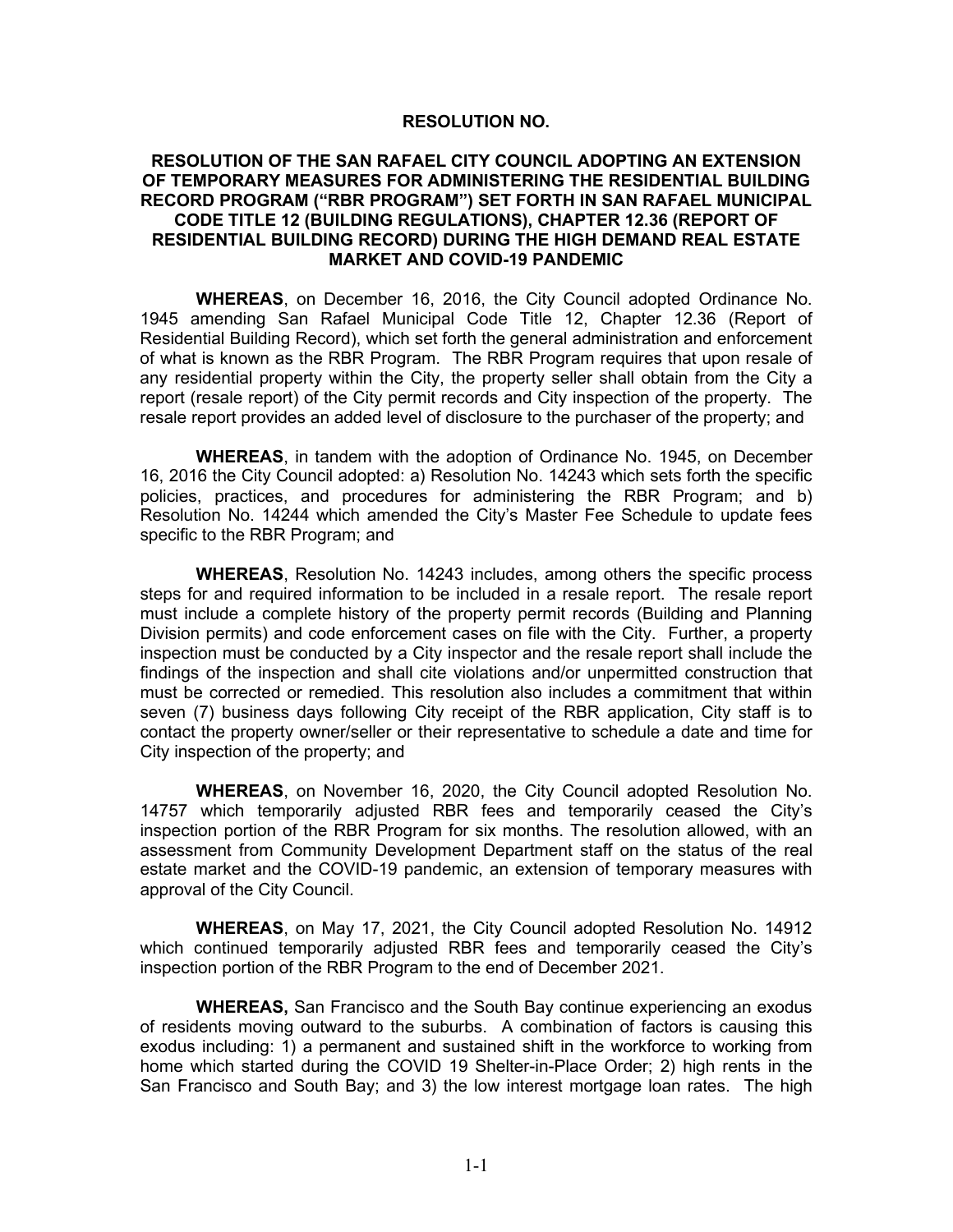**RESOLUTION NO.**

**RESOLUTION OF THE SAN RAFAEL CITY COUNCIL ADOPTING AN EXTENSION OF TEMPORARY MEASURES FOR ADMINISTERING THE RESIDENTIAL BUILDING RECORD PROGRAM ("RBR PROGRAM") SET FORTH IN SAN RAFAEL MUNICIPAL CODE TITLE 12 (BUILDING REGULATIONS), CHAPTER 12.36 (REPORT OF RESIDENTIAL BUILDING RECORD) DURING THE HIGH DEMAND REAL ESTATE MARKET AND COVID-19 PANDEMIC**

**WHEREAS**, on December 16, 2016, the City Council adopted Ordinance No. 1945 amending San Rafael Municipal Code Title 12, Chapter 12.36 (Report of Residential Building Record), which set forth the general administration and enforcement of what is known as the RBR Program. The RBR Program requires that upon resale of any residential property within the City, the property seller shall obtain from the City a report (resale report) of the City permit records and City inspection of the property. The resale report provides an added level of disclosure to the purchaser of the property; and

**WHEREAS**, in tandem with the adoption of Ordinance No. 1945, on December 16, 2016 the City Council adopted: a) Resolution No. 14243 which sets forth the specific policies, practices, and procedures for administering the RBR Program; and b) Resolution No. 14244 which amended the City's Master Fee Schedule to update fees specific to the RBR Program; and

**WHEREAS**, Resolution No. 14243 includes, among others the specific process steps for and required information to be included in a resale report. The resale report must include a complete history of the property permit records (Building and Planning Division permits) and code enforcement cases on file with the City. Further, a property inspection must be conducted by a City inspector and the resale report shall include the findings of the inspection and shall cite violations and/or unpermitted construction that must be corrected or remedied. This resolution also includes a commitment that within seven (7) business days following City receipt of the RBR application, City staff is to contact the property owner/seller or their representative to schedule a date and time for City inspection of the property; and

**WHEREAS**, on November 16, 2020, the City Council adopted Resolution No. 14757 which temporarily adjusted RBR fees and temporarily ceased the City's inspection portion of the RBR Program for six months. The resolution allowed, with an assessment from Community Development Department staff on the status of the real estate market and the COVID-19 pandemic, an extension of temporary measures with approval of the City Council.

**WHEREAS**, on May 17, 2021, the City Council adopted Resolution No. 14912 which continued temporarily adjusted RBR fees and temporarily ceased the City's inspection portion of the RBR Program to the end of December 2021.

**WHEREAS,** San Francisco and the South Bay continue experiencing an exodus of residents moving outward to the suburbs. A combination of factors is causing this exodus including: 1) a permanent and sustained shift in the workforce to working from home which started during the COVID 19 Shelter-in-Place Order; 2) high rents in the San Francisco and South Bay; and 3) the low interest mortgage loan rates. The high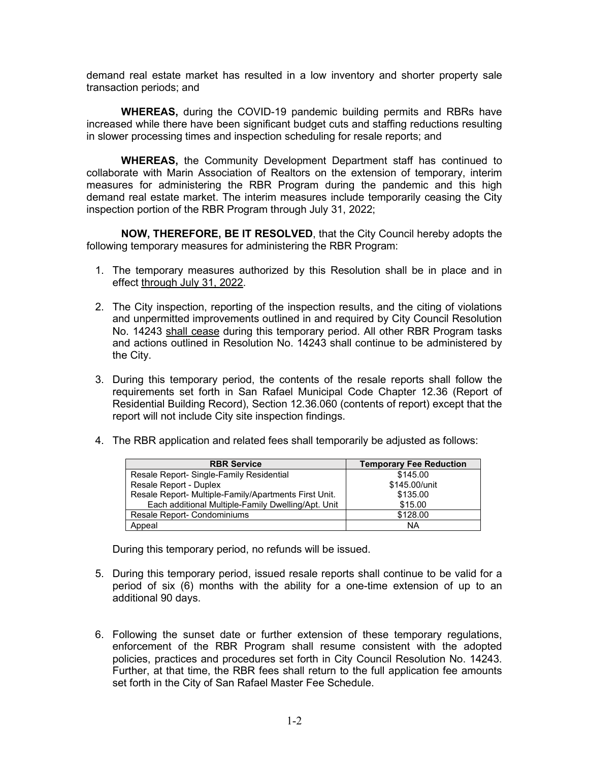demand real estate market has resulted in a low inventory and shorter property sale transaction periods; and

**WHEREAS,** during the COVID-19 pandemic building permits and RBRs have increased while there have been significant budget cuts and staffing reductions resulting in slower processing times and inspection scheduling for resale reports; and

**WHEREAS,** the Community Development Department staff has continued to collaborate with Marin Association of Realtors on the extension of temporary, interim measures for administering the RBR Program during the pandemic and this high demand real estate market. The interim measures include temporarily ceasing the City inspection portion of the RBR Program through July 31, 2022;

**NOW, THEREFORE, BE IT RESOLVED**, that the City Council hereby adopts the following temporary measures for administering the RBR Program:

1. The temporary measures authorized by this Resolution shall be in place and in effect <u>through July 31, 2022</u>.

2. The City inspection, reporting of the inspection results, and the citing of violations and unpermitted improvements outlined in and required by City Council Resolution No. 14243 <u>shall cease</u> during this temporary period. All other RBR Program tasks and actions outlined in Resolution No. 14243 shall continue to be administered by the City.

3. During this temporary period, the contents of the resale reports shall follow the requirements set forth in San Rafael Municipal Code Chapter 12.36 (Report of Residential Building Record), Section 12.36.060 (contents of report) except that the report will not include City site inspection findings.

4. The RBR application and related fees shall temporarily be adjusted as follows:

| RBR Service | Temporary Fee Reduction |
|---|---|
| Resale Report- Single-Family Residential | \$145.00 |
| Resale Report - Duplex | \$145.00/unit |
| Resale Report- Multiple-Family/Apartments First Unit. | \$135.00 |
| Each additional Multiple-Family Dwelling/Apt. Unit | \$15.00 |
| Resale Report- Condominiums | \$128.00 |
| Appeal | NA |

   During this temporary period, no refunds will be issued.

5. During this temporary period, issued resale reports shall continue to be valid for a period of six (6) months with the ability for a one-time extension of up to an additional 90 days.

6. Following the sunset date or further extension of these temporary regulations, enforcement of the RBR Program shall resume consistent with the adopted policies, practices and procedures set forth in City Council Resolution No. 14243. Further, at that time, the RBR fees shall return to the full application fee amounts set forth in the City of San Rafael Master Fee Schedule.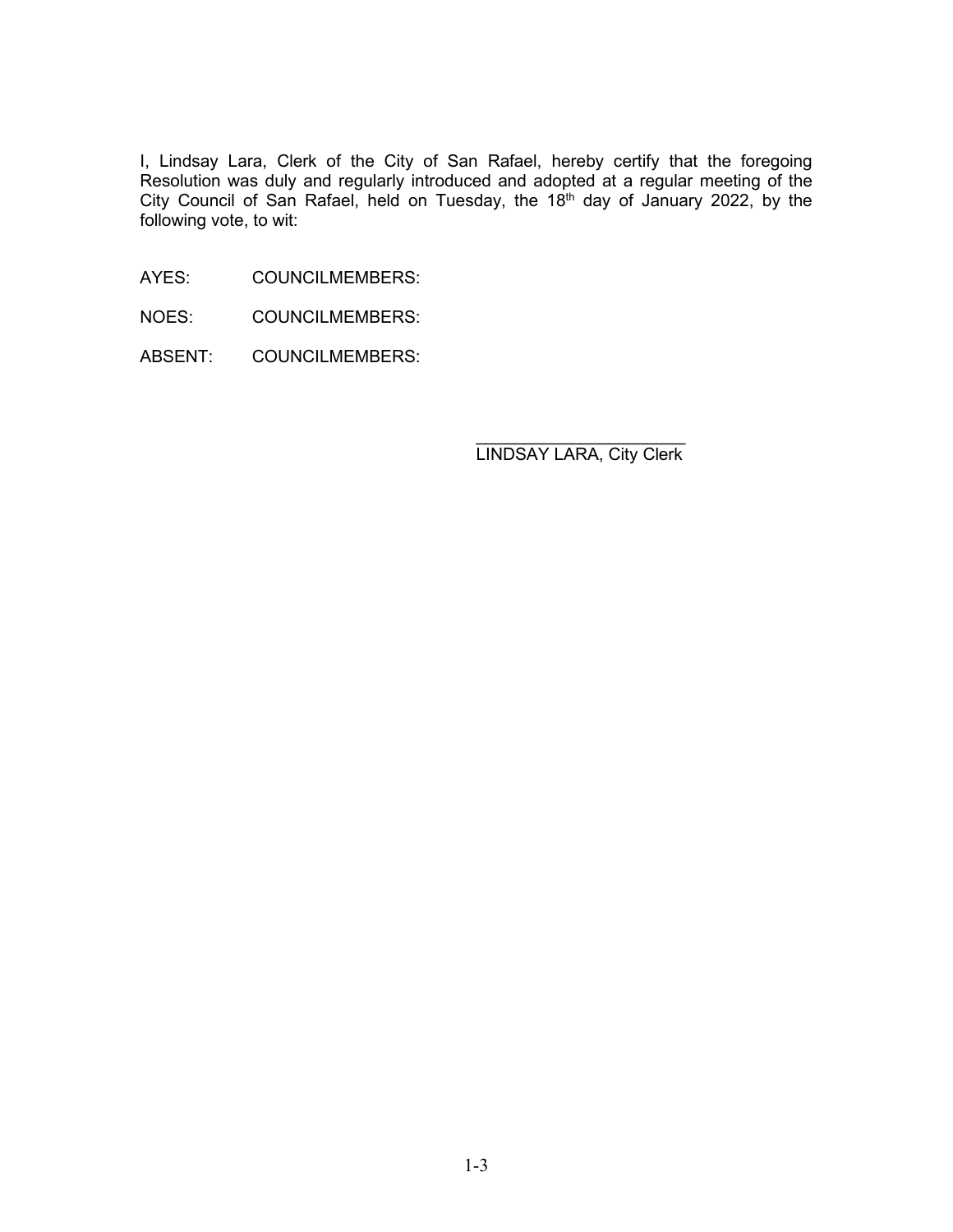I, Lindsay Lara, Clerk of the City of San Rafael, hereby certify that the foregoing Resolution was duly and regularly introduced and adopted at a regular meeting of the City Council of San Rafael, held on Tuesday, the 18th day of January 2022, by the following vote, to wit:

AYES: COUNCILMEMBERS:

NOES: COUNCILMEMBERS:

ABSENT: COUNCILMEMBERS:

______________________

LINDSAY LARA, City Clerk